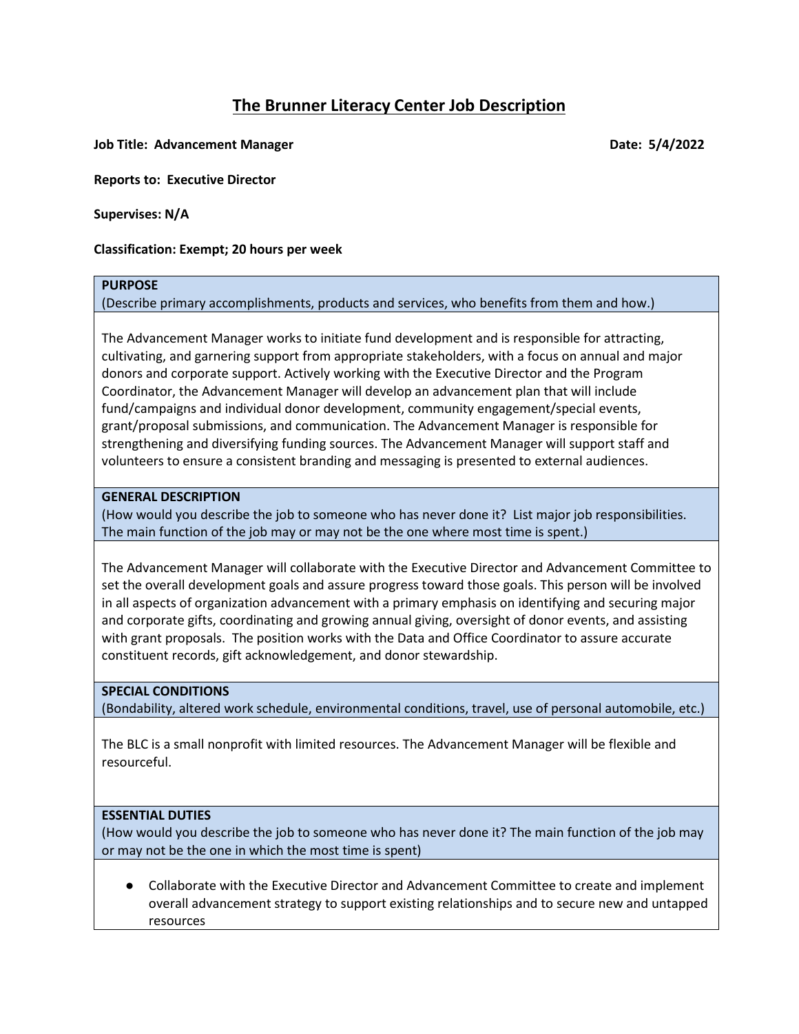# The Brunner Literacy Center Job Description

**Job Title: Advancement Manager** **Date: 5/4/2022**

**Reports to: Executive Director**

**Supervises: N/A**

**Classification: Exempt; 20 hours per week**

**PURPOSE**
(Describe primary accomplishments, products and services, who benefits from them and how.)

The Advancement Manager works to initiate fund development and is responsible for attracting, cultivating, and garnering support from appropriate stakeholders, with a focus on annual and major donors and corporate support. Actively working with the Executive Director and the Program Coordinator, the Advancement Manager will develop an advancement plan that will include fund/campaigns and individual donor development, community engagement/special events, grant/proposal submissions, and communication. The Advancement Manager is responsible for strengthening and diversifying funding sources. The Advancement Manager will support staff and volunteers to ensure a consistent branding and messaging is presented to external audiences.

**GENERAL DESCRIPTION**
(How would you describe the job to someone who has never done it? List major job responsibilities. The main function of the job may or may not be the one where most time is spent.)

The Advancement Manager will collaborate with the Executive Director and Advancement Committee to set the overall development goals and assure progress toward those goals. This person will be involved in all aspects of organization advancement with a primary emphasis on identifying and securing major and corporate gifts, coordinating and growing annual giving, oversight of donor events, and assisting with grant proposals. The position works with the Data and Office Coordinator to assure accurate constituent records, gift acknowledgement, and donor stewardship.

**SPECIAL CONDITIONS**
(Bondability, altered work schedule, environmental conditions, travel, use of personal automobile, etc.)

The BLC is a small nonprofit with limited resources. The Advancement Manager will be flexible and resourceful.

**ESSENTIAL DUTIES**
(How would you describe the job to someone who has never done it? The main function of the job may or may not be the one in which the most time is spent)

- Collaborate with the Executive Director and Advancement Committee to create and implement overall advancement strategy to support existing relationships and to secure new and untapped resources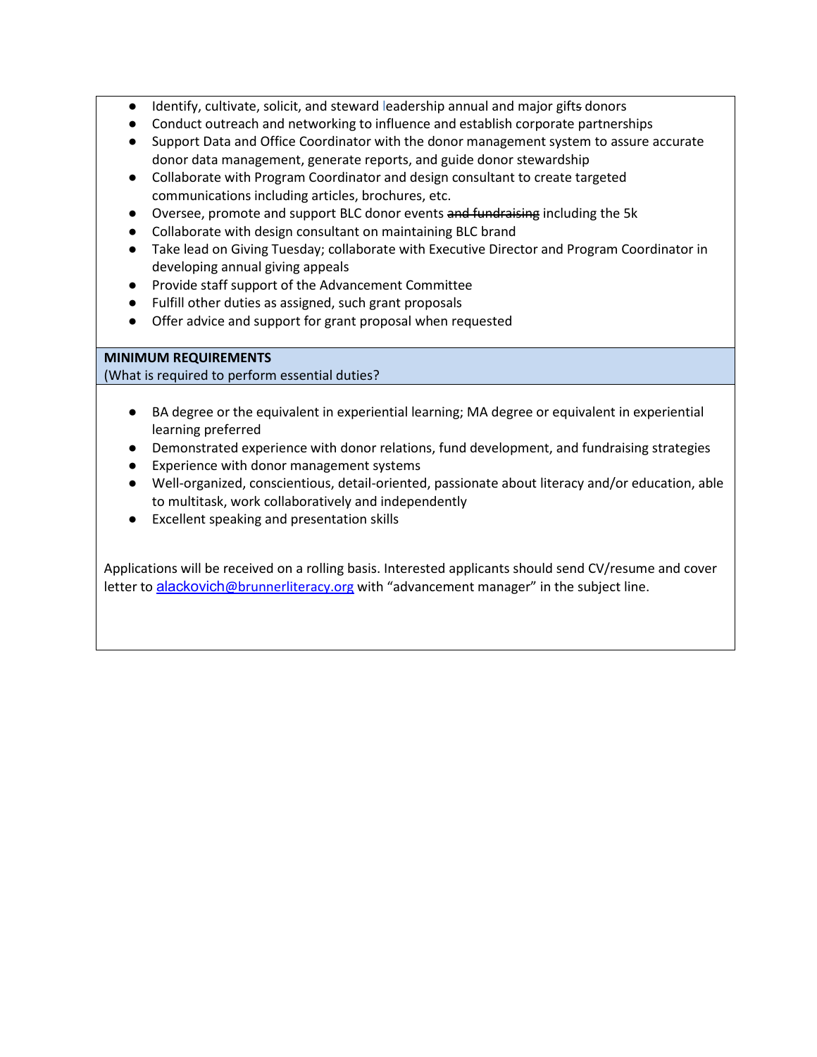- Identify, cultivate, solicit, and steward leadership annual and major gifts donors
- Conduct outreach and networking to influence and establish corporate partnerships
- Support Data and Office Coordinator with the donor management system to assure accurate donor data management, generate reports, and guide donor stewardship
- Collaborate with Program Coordinator and design consultant to create targeted communications including articles, brochures, etc.
- Oversee, promote and support BLC donor events ~~and fundraising~~ including the 5k
- Collaborate with design consultant on maintaining BLC brand
- Take lead on Giving Tuesday; collaborate with Executive Director and Program Coordinator in developing annual giving appeals
- Provide staff support of the Advancement Committee
- Fulfill other duties as assigned, such grant proposals
- Offer advice and support for grant proposal when requested

**MINIMUM REQUIREMENTS**
(What is required to perform essential duties?

- BA degree or the equivalent in experiential learning; MA degree or equivalent in experiential learning preferred
- Demonstrated experience with donor relations, fund development, and fundraising strategies
- Experience with donor management systems
- Well-organized, conscientious, detail-oriented, passionate about literacy and/or education, able to multitask, work collaboratively and independently
- Excellent speaking and presentation skills

Applications will be received on a rolling basis. Interested applicants should send CV/resume and cover letter to alackovich@brunnerliteracy.org with "advancement manager" in the subject line.